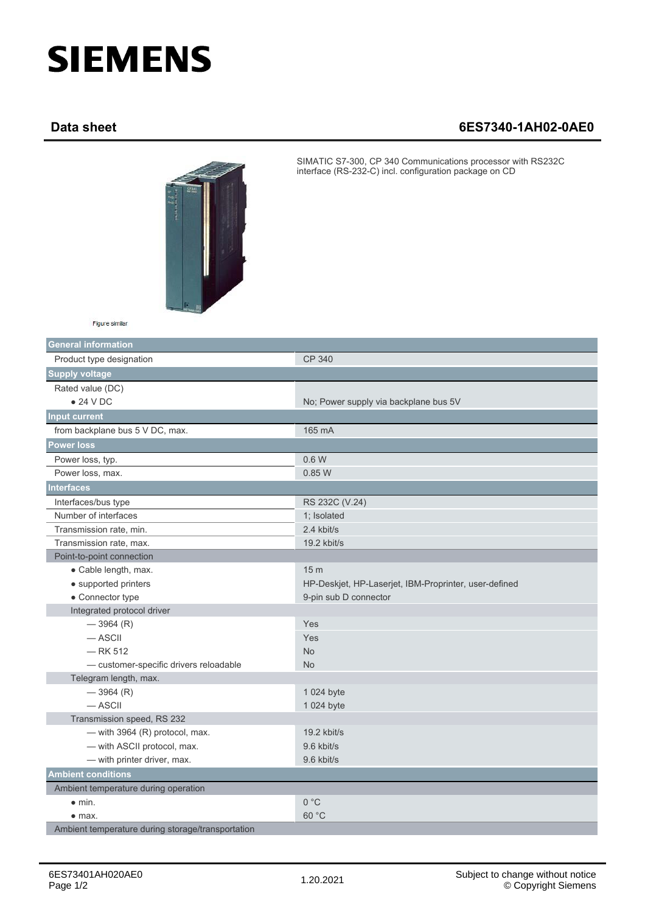# SIEMENS

## Data sheet 6ES7340-1AH02-0AE0

SIMATIC S7-300, CP 340 Communications processor with RS232C interface (RS-232-C) incl. configuration package on CD

Figure similar

| **General information** | |
|---|---|
| Product type designation | CP 340 |
| **Supply voltage** | |
| Rated value (DC) | |
| ● 24 V DC | No; Power supply via backplane bus 5V |
| **Input current** | |
| from backplane bus 5 V DC, max. | 165 mA |
| **Power loss** | |
| Power loss, typ. | 0.6 W |
| Power loss, max. | 0.85 W |
| **Interfaces** | |
| Interfaces/bus type | RS 232C (V.24) |
| Number of interfaces | 1; Isolated |
| Transmission rate, min. | 2.4 kbit/s |
| Transmission rate, max. | 19.2 kbit/s |
| Point-to-point connection | |
| ● Cable length, max. | 15 m |
| ● supported printers | HP-Deskjet, HP-Laserjet, IBM-Proprinter, user-defined |
| ● Connector type | 9-pin sub D connector |
| Integrated protocol driver | |
| — 3964 (R) | Yes |
| — ASCII | Yes |
| — RK 512 | No |
| — customer-specific drivers reloadable | No |
| Telegram length, max. | |
| — 3964 (R) | 1 024 byte |
| — ASCII | 1 024 byte |
| Transmission speed, RS 232 | |
| — with 3964 (R) protocol, max. | 19.2 kbit/s |
| — with ASCII protocol, max. | 9.6 kbit/s |
| — with printer driver, max. | 9.6 kbit/s |
| **Ambient conditions** | |
| Ambient temperature during operation | |
| ● min. | 0 °C |
| ● max. | 60 °C |
| Ambient temperature during storage/transportation | |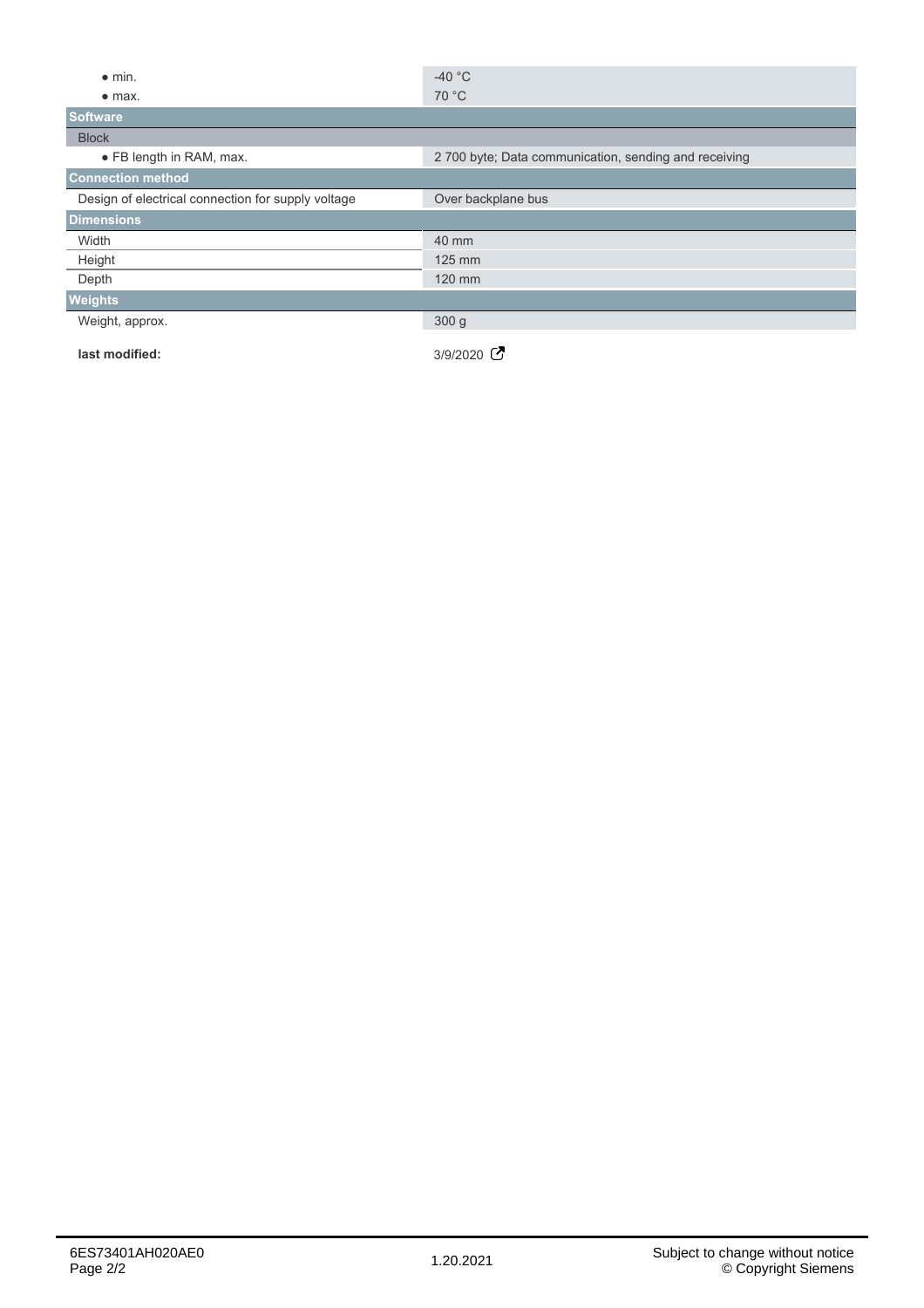| | |
|---|---|
| ● min. | -40 °C |
| ● max. | 70 °C |
| **Software** | |
| Block | |
| ● FB length in RAM, max. | 2 700 byte; Data communication, sending and receiving |
| **Connection method** | |
| Design of electrical connection for supply voltage | Over backplane bus |
| **Dimensions** | |
| Width | 40 mm |
| Height | 125 mm |
| Depth | 120 mm |
| **Weights** | |
| Weight, approx. | 300 g |

**last modified:** 3/9/2020